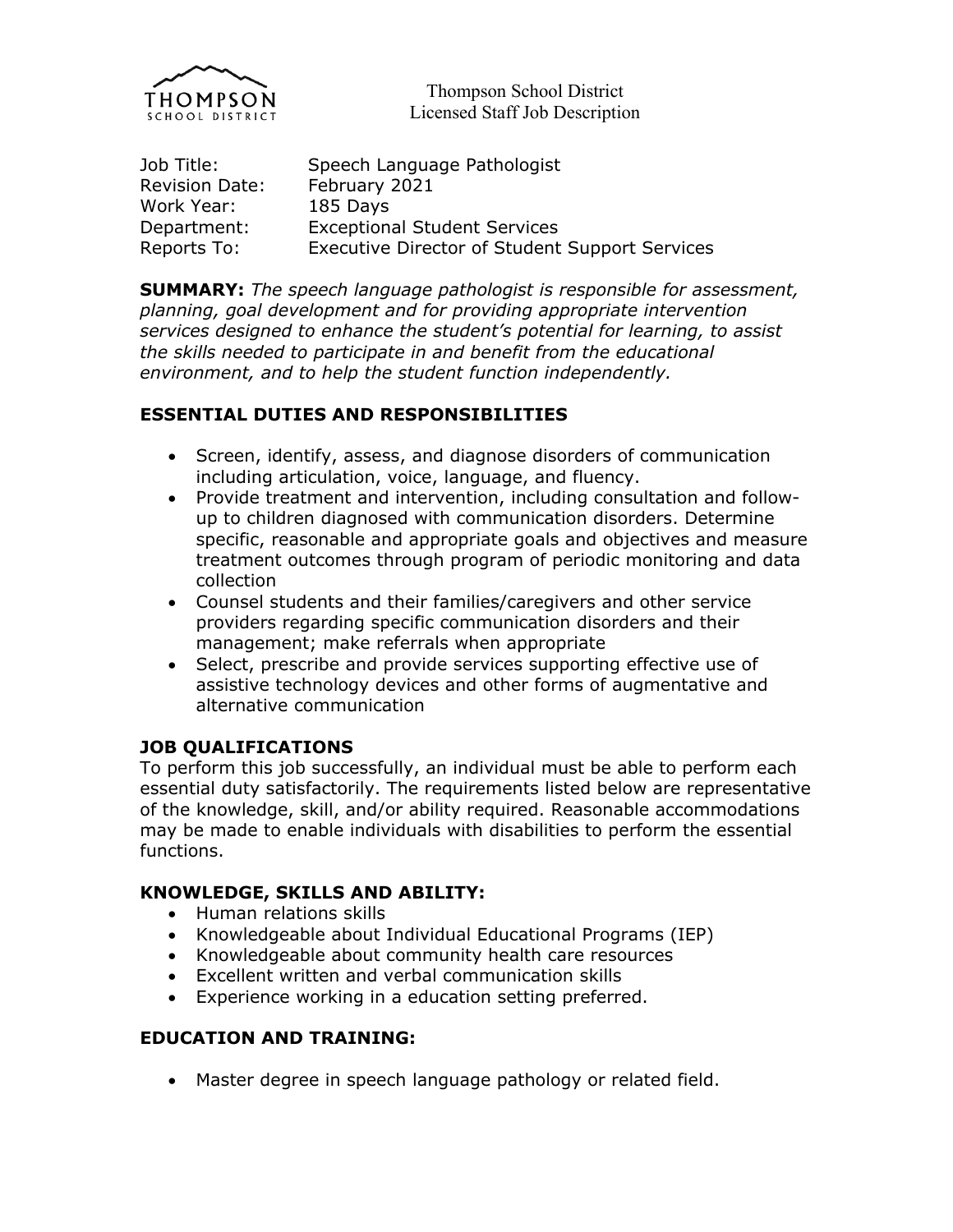Thompson School District
Licensed Staff Job Description

| | |
|---|---|
| Job Title: | Speech Language Pathologist |
| Revision Date: | February 2021 |
| Work Year: | 185 Days |
| Department: | Exceptional Student Services |
| Reports To: | Executive Director of Student Support Services |

**SUMMARY:** *The speech language pathologist is responsible for assessment, planning, goal development and for providing appropriate intervention services designed to enhance the student's potential for learning, to assist the skills needed to participate in and benefit from the educational environment, and to help the student function independently.*

## ESSENTIAL DUTIES AND RESPONSIBILITIES

- Screen, identify, assess, and diagnose disorders of communication including articulation, voice, language, and fluency.
- Provide treatment and intervention, including consultation and follow-up to children diagnosed with communication disorders. Determine specific, reasonable and appropriate goals and objectives and measure treatment outcomes through program of periodic monitoring and data collection
- Counsel students and their families/caregivers and other service providers regarding specific communication disorders and their management; make referrals when appropriate
- Select, prescribe and provide services supporting effective use of assistive technology devices and other forms of augmentative and alternative communication

## JOB QUALIFICATIONS

To perform this job successfully, an individual must be able to perform each essential duty satisfactorily. The requirements listed below are representative of the knowledge, skill, and/or ability required. Reasonable accommodations may be made to enable individuals with disabilities to perform the essential functions.

## KNOWLEDGE, SKILLS AND ABILITY:

- Human relations skills
- Knowledgeable about Individual Educational Programs (IEP)
- Knowledgeable about community health care resources
- Excellent written and verbal communication skills
- Experience working in a education setting preferred.

## EDUCATION AND TRAINING:

- Master degree in speech language pathology or related field.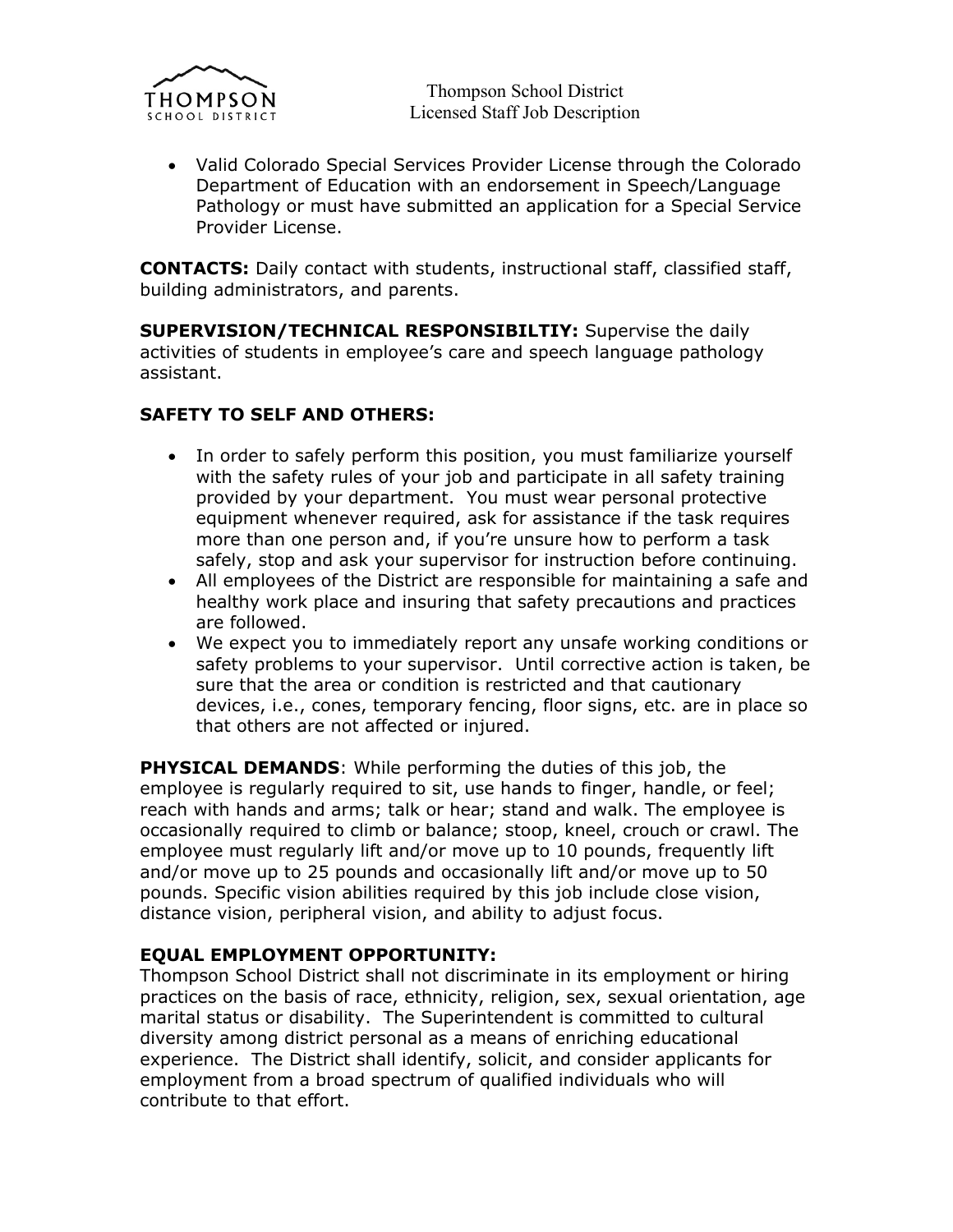- Valid Colorado Special Services Provider License through the Colorado Department of Education with an endorsement in Speech/Language Pathology or must have submitted an application for a Special Service Provider License.

**CONTACTS:** Daily contact with students, instructional staff, classified staff, building administrators, and parents.

**SUPERVISION/TECHNICAL RESPONSIBILTIY:** Supervise the daily activities of students in employee's care and speech language pathology assistant.

**SAFETY TO SELF AND OTHERS:**

- In order to safely perform this position, you must familiarize yourself with the safety rules of your job and participate in all safety training provided by your department. You must wear personal protective equipment whenever required, ask for assistance if the task requires more than one person and, if you're unsure how to perform a task safely, stop and ask your supervisor for instruction before continuing.
- All employees of the District are responsible for maintaining a safe and healthy work place and insuring that safety precautions and practices are followed.
- We expect you to immediately report any unsafe working conditions or safety problems to your supervisor. Until corrective action is taken, be sure that the area or condition is restricted and that cautionary devices, i.e., cones, temporary fencing, floor signs, etc. are in place so that others are not affected or injured.

**PHYSICAL DEMANDS**: While performing the duties of this job, the employee is regularly required to sit, use hands to finger, handle, or feel; reach with hands and arms; talk or hear; stand and walk. The employee is occasionally required to climb or balance; stoop, kneel, crouch or crawl. The employee must regularly lift and/or move up to 10 pounds, frequently lift and/or move up to 25 pounds and occasionally lift and/or move up to 50 pounds. Specific vision abilities required by this job include close vision, distance vision, peripheral vision, and ability to adjust focus.

**EQUAL EMPLOYMENT OPPORTUNITY:**
Thompson School District shall not discriminate in its employment or hiring practices on the basis of race, ethnicity, religion, sex, sexual orientation, age marital status or disability. The Superintendent is committed to cultural diversity among district personal as a means of enriching educational experience. The District shall identify, solicit, and consider applicants for employment from a broad spectrum of qualified individuals who will contribute to that effort.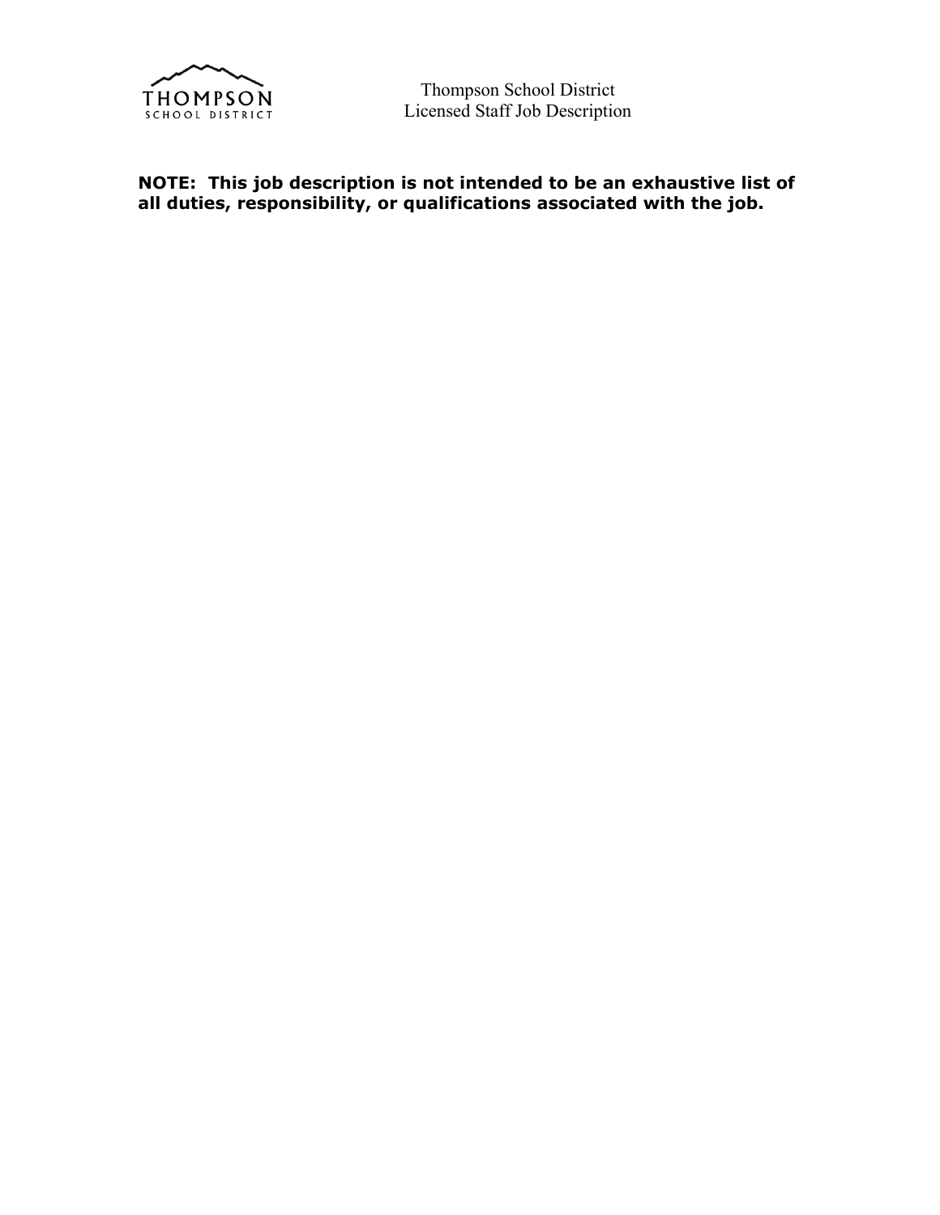**NOTE: This job description is not intended to be an exhaustive list of all duties, responsibility, or qualifications associated with the job.**